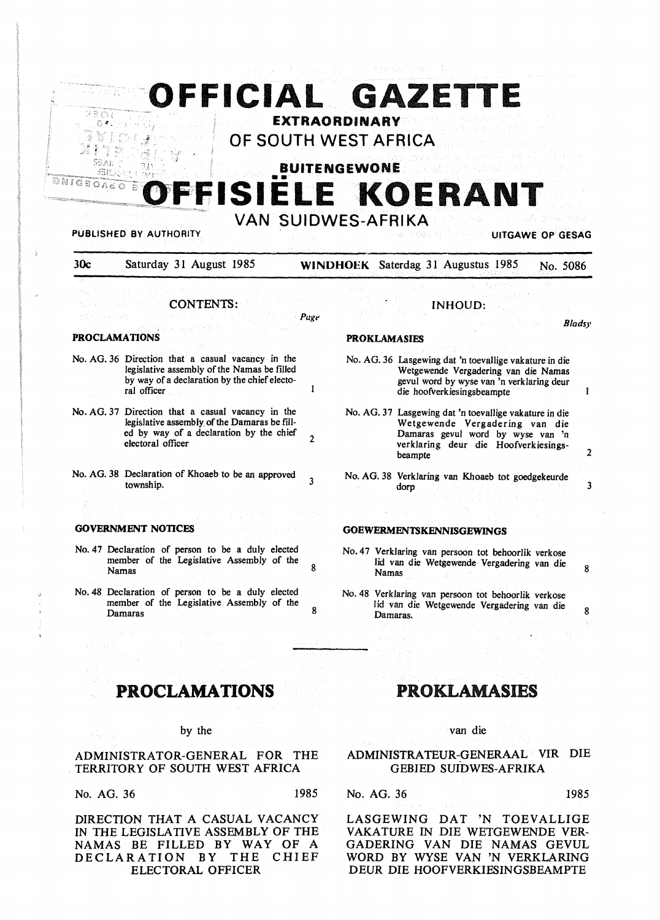# OFFICIAL GAZETTE

## EXTRAORDINARY

## OF SOUTH WEST AFRICA

## BUITENGEWONE

# OFFISIËLE KOERANT

## VAN SUIDWES-AFRIKA

PUBLISHED BY AUTHORITY — UITGAWE OP GESAG

30c — Saturday 31 August 1985 — WINDHOEK — Saterdag 31 Augustus 1985 — No. 5086

### CONTENTS:

**PROCLAMATIONS** — Page

| | | Page |
|---|---|---|
| No. AG. 36 | Direction that a casual vacancy in the legislative assembly of the Namas be filled by way of a declaration by the chief electoral officer | 1 |
| No. AG. 37 | Direction that a casual vacancy in the legislative assembly of the Damaras be filled by way of a declaration by the chief electoral officer | 2 |
| No. AG. 38 | Declaration of Khoaeb to be an approved township. | 3 |

**GOVERNMENT NOTICES**

| | | |
|---|---|---|
| No. 47 | Declaration of person to be a duly elected member of the Legislative Assembly of the Namas | 8 |
| No. 48 | Declaration of person to be a duly elected member of the Legislative Assembly of the Damaras | 8 |

### INHOUD:

**PROKLAMASIES** — Bladsy

| | | Bladsy |
|---|---|---|
| No. AG. 36 | Lasgewing dat 'n toevallige vakature in die Wetgewende Vergadering van die Namas gevul word by wyse van 'n verklaring deur die hoofverkiesingsbeampte | 1 |
| No. AG. 37 | Lasgewing dat 'n toevallige vakature in die Wetgewende Vergadering van die Damaras gevul word by wyse van 'n verklaring deur die Hoofverkiesingsbeampte | 2 |
| No. AG. 38 | Verklaring van Khoaeb tot goedgekeurde dorp | 3 |

**GOEWERMENTSKENNISGEWINGS**

| | | |
|---|---|---|
| No. 47 | Verklaring van persoon tot behoorlik verkose lid van die Wetgewende Vergadering van die Namas | 8 |
| No. 48 | Verklaring van persoon tot behoorlik verkose lid van die Wetgewende Vergadering van die Damaras. | 8 |

---

# PROCLAMATIONS

by the

ADMINISTRATOR-GENERAL FOR THE TERRITORY OF SOUTH WEST AFRICA

No. AG. 36 — 1985

DIRECTION THAT A CASUAL VACANCY IN THE LEGISLATIVE ASSEMBLY OF THE NAMAS BE FILLED BY WAY OF A DECLARATION BY THE CHIEF ELECTORAL OFFICER

# PROKLAMASIES

van die

ADMINISTRATEUR-GENERAAL VIR DIE GEBIED SUIDWES-AFRIKA

No. AG. 36 — 1985

LASGEWING DAT 'N TOEVALLIGE VAKATURE IN DIE WETGEWENDE VERGADERING VAN DIE NAMAS GEVUL WORD BY WYSE VAN 'N VERKLARING DEUR DIE HOOFVERKIESINGSBEAMPTE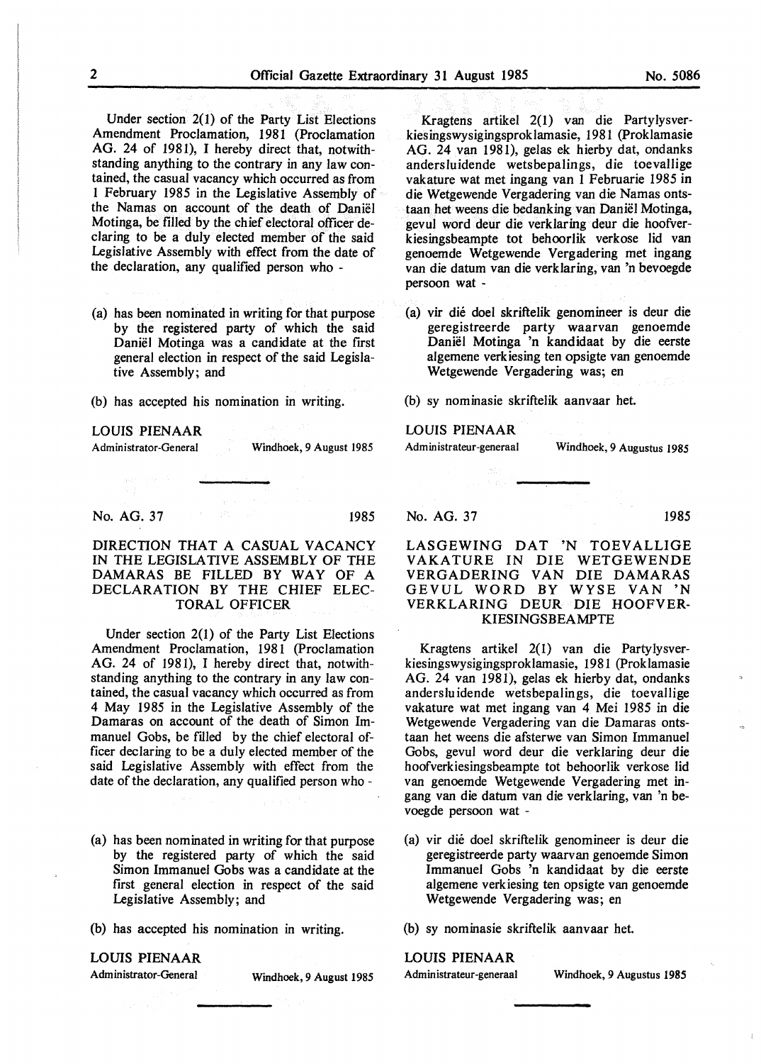Under section 2(1) of the Party List Elections Amendment Proclamation, 1981 (Proclamation AG. 24 of 1981), I hereby direct that, notwithstanding anything to the contrary in any law contained, the casual vacancy which occurred as from 1 February 1985 in the Legislative Assembly of the Namas on account of the death of Daniël Motinga, be filled by the chief electoral officer declaring to be a duly elected member of the said Legislative Assembly with effect from the date of the declaration, any qualified person who -

(a) has been nominated in writing for that purpose by the registered party of which the said Daniël Motinga was a candidate at the first general election in respect of the said Legislative Assembly; and

(b) has accepted his nomination in writing.

LOUIS PIENAAR
Administrator-General — Windhoek, 9 August 1985

Kragtens artikel 2(1) van die Partylysverkiesingswysigingsproklamasie, 1981 (Proklamasie AG. 24 van 1981), gelas ek hierby dat, ondanks andersluidende wetsbepalings, die toevallige vakature wat met ingang van 1 Februarie 1985 in die Wetgewende Vergadering van die Namas ontstaan het weens die bedanking van Daniël Motinga, gevul word deur die verklaring deur die hoofverkiesingsbeampte tot behoorlik verkose lid van genoemde Wetgewende Vergadering met ingang van die datum van die verklaring, van 'n bevoegde persoon wat -

(a) vir dié doel skriftelik genomineer is deur die geregistreerde party waarvan genoemde Daniël Motinga 'n kandidaat by die eerste algemene verkiesing ten opsigte van genoemde Wetgewende Vergadering was; en

(b) sy nominasie skriftelik aanvaar het.

LOUIS PIENAAR
Administrateur-generaal — Windhoek, 9 Augustus 1985

---

No. AG. 37 — 1985

## DIRECTION THAT A CASUAL VACANCY IN THE LEGISLATIVE ASSEMBLY OF THE DAMARAS BE FILLED BY WAY OF A DECLARATION BY THE CHIEF ELECTORAL OFFICER

Under section 2(1) of the Party List Elections Amendment Proclamation, 1981 (Proclamation AG. 24 of 1981), I hereby direct that, notwithstanding anything to the contrary in any law contained, the casual vacancy which occurred as from 4 May 1985 in the Legislative Assembly of the Damaras on account of the death of Simon Immanuel Gobs, be filled by the chief electoral officer declaring to be a duly elected member of the said Legislative Assembly with effect from the date of the declaration, any qualified person who -

(a) has been nominated in writing for that purpose by the registered party of which the said Simon Immanuel Gobs was a candidate at the first general election in respect of the said Legislative Assembly; and

(b) has accepted his nomination in writing.

LOUIS PIENAAR
Administrator-General — Windhoek, 9 August 1985

No. AG. 37 — 1985

## LASGEWING DAT 'N TOEVALLIGE VAKATURE IN DIE WETGEWENDE VERGADERING VAN DIE DAMARAS GEVUL WORD BY WYSE VAN 'N VERKLARING DEUR DIE HOOFVERKIESINGSBEAMPTE

Kragtens artikel 2(1) van die Partylysverkiesingswysigingsproklamasie, 1981 (Proklamasie AG. 24 van 1981), gelas ek hierby dat, ondanks andersluidende wetsbepalings, die toevallige vakature wat met ingang van 4 Mei 1985 in die Wetgewende Vergadering van die Damaras ontstaan het weens die afsterwe van Simon Immanuel Gobs, gevul word deur die verklaring deur die hoofverkiesingsbeampte tot behoorlik verkose lid van genoemde Wetgewende Vergadering met ingang van die datum van die verklaring, van 'n bevoegde persoon wat -

(a) vir dié doel skriftelik genomineer is deur die geregistreerde party waarvan genoemde Simon Immanuel Gobs 'n kandidaat by die eerste algemene verkiesing ten opsigte van genoemde Wetgewende Vergadering was; en

(b) sy nominasie skriftelik aanvaar het.

LOUIS PIENAAR
Administrateur-generaal — Windhoek, 9 Augustus 1985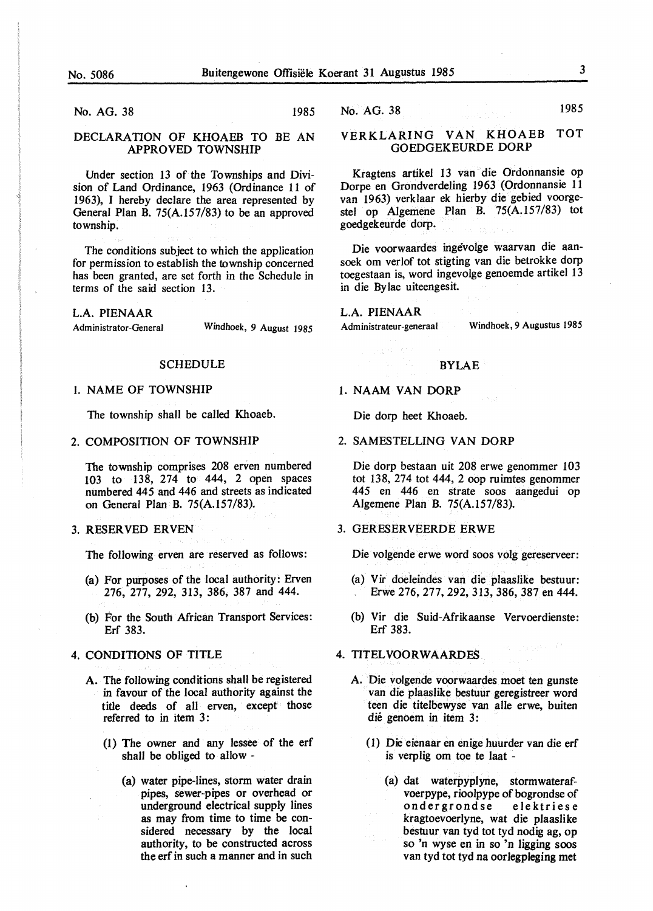No. AG. 38 1985

## DECLARATION OF KHOAEB TO BE AN APPROVED TOWNSHIP

Under section 13 of the Townships and Division of Land Ordinance, 1963 (Ordinance 11 of 1963), I hereby declare the area represented by General Plan B. 75(A.157/83) to be an approved township.

The conditions subject to which the application for permission to establish the township concerned has been granted, are set forth in the Schedule in terms of the said section 13.

L.A. PIENAAR
Administrator-General Windhoek, 9 August 1985

### SCHEDULE

1. NAME OF TOWNSHIP

   The township shall be called Khoaeb.

2. COMPOSITION OF TOWNSHIP

   The township comprises 208 erven numbered 103 to 138, 274 to 444, 2 open spaces numbered 445 and 446 and streets as indicated on General Plan B. 75(A.157/83).

3. RESERVED ERVEN

   The following erven are reserved as follows:

   (a) For purposes of the local authority: Erven 276, 277, 292, 313, 386, 387 and 444.

   (b) For the South African Transport Services: Erf 383.

4. CONDITIONS OF TITLE

   A. The following conditions shall be registered in favour of the local authority against the title deeds of all erven, except those referred to in item 3:

      (1) The owner and any lessee of the erf shall be obliged to allow -

         (a) water pipe-lines, storm water drain pipes, sewer-pipes or overhead or underground electrical supply lines as may from time to time be considered necessary by the local authority, to be constructed across the erf in such a manner and in such

No. AG. 38 1985

## VERKLARING VAN KHOAEB TOT GOEDGEKEURDE DORP

Kragtens artikel 13 van die Ordonnansie op Dorpe en Grondverdeling 1963 (Ordonnansie 11 van 1963) verklaar ek hierby die gebied voorgestel op Algemene Plan B. 75(A.157/83) tot goedgekeurde dorp.

Die voorwaardes ingevolge waarvan die aansoek om verlof tot stigting van die betrokke dorp toegestaan is, word ingevolge genoemde artikel 13 in die Bylae uiteengesit.

L.A. PIENAAR
Administrateur-generaal Windhoek, 9 Augustus 1985

### BYLAE

1. NAAM VAN DORP

   Die dorp heet Khoaeb.

2. SAMESTELLING VAN DORP

   Die dorp bestaan uit 208 erwe genommer 103 tot 138, 274 tot 444, 2 oop ruimtes genommer 445 en 446 en strate soos aangedui op Algemene Plan B. 75(A.157/83).

3. GERESERVEERDE ERWE

   Die volgende erwe word soos volg gereserveer:

   (a) Vir doeleindes van die plaaslike bestuur: Erwe 276, 277, 292, 313, 386, 387 en 444.

   (b) Vir die Suid-Afrikaanse Vervoerdienste: Erf 383.

4. TITELVOORWAARDES

   A. Die volgende voorwaardes moet ten gunste van die plaaslike bestuur geregistreer word teen die titelbewyse van alle erwe, buiten dié genoem in item 3:

      (1) Die eienaar en enige huurder van die erf is verplig om toe te laat -

         (a) dat waterpyplyne, stormwaterafvoerpype, rioolpype of bogrondse of ondergrondse elektriese kragtoevoerlyne, wat die plaaslike bestuur van tyd tot tyd nodig ag, op so 'n wyse en in so 'n ligging soos van tyd tot tyd na oorlegpleging met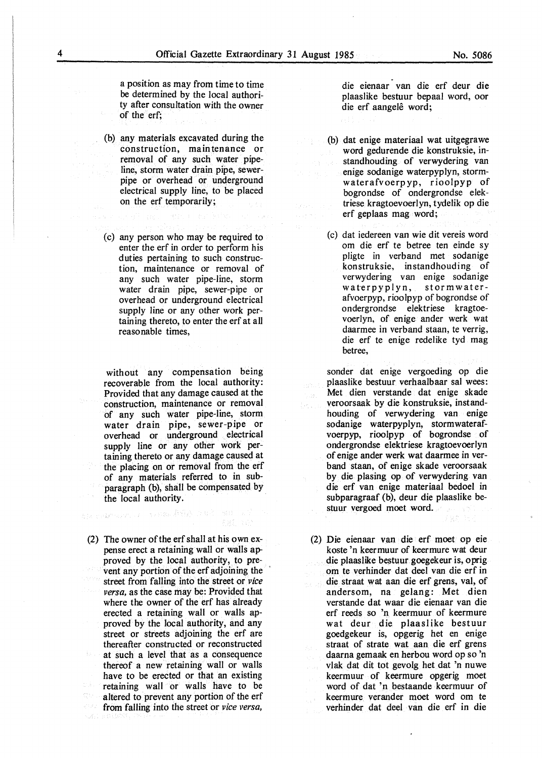a position as may from time to time be determined by the local authority after consultation with the owner of the erf;

(b) any materials excavated during the construction, maintenance or removal of any such water pipe-line, storm water drain pipe, sewer-pipe or overhead or underground electrical supply line, to be placed on the erf temporarily;

(c) any person who may be required to enter the erf in order to perform his duties pertaining to such construction, maintenance or removal of any such water pipe-line, storm water drain pipe, sewer-pipe or overhead or underground electrical supply line or any other work pertaining thereto, to enter the erf at all reasonable times,

without any compensation being recoverable from the local authority: Provided that any damage caused at the construction, maintenance or removal of any such water pipe-line, storm water drain pipe, sewer-pipe or overhead or underground electrical supply line or any other work pertaining thereto or any damage caused at the placing on or removal from the erf of any materials referred to in subparagraph (b), shall be compensated by the local authority.

(2) The owner of the erf shall at his own expense erect a retaining wall or walls approved by the local authority, to prevent any portion of the erf adjoining the street from falling into the street or *vice versa*, as the case may be: Provided that where the owner of the erf has already erected a retaining wall or walls approved by the local authority, and any street or streets adjoining the erf are thereafter constructed or reconstructed at such a level that as a consequence thereof a new retaining wall or walls have to be erected or that an existing retaining wall or walls have to be altered to prevent any portion of the erf from falling into the street or *vice versa*,

die eienaar van die erf deur die plaaslike bestuur bepaal word, oor die erf aangelê word;

(b) dat enige materiaal wat uitgegrawe word gedurende die konstruksie, instandhouding of verwydering van enige sodanige waterpyplyn, stormwaterafvoerpyp, rioolpyp of bogrondse of ondergrondse elektriese kragtoevoerlyn, tydelik op die erf geplaas mag word;

(c) dat iedereen van wie dit vereis word om die erf te betree ten einde sy pligte in verband met sodanige konstruksie, instandhouding of verwydering van enige sodanige waterpyplyn, stormwaterafvoerpyp, rioolpyp of bogrondse of ondergrondse elektriese kragtoevoerlyn, of enige ander werk wat daarmee in verband staan, te verrig, die erf te enige redelike tyd mag betree,

sonder dat enige vergoeding op die plaaslike bestuur verhaalbaar sal wees: Met dien verstande dat enige skade veroorsaak by die konstruksie, instandhouding of verwydering van enige sodanige waterpyplyn, stormwaterafvoerpyp, rioolpyp of bogrondse of ondergrondse elektriese kragtoevoerlyn of enige ander werk wat daarmee in verband staan, of enige skade veroorsaak by die plasing op of verwydering van die erf van enige materiaal bedoel in subparagraaf (b), deur die plaaslike bestuur vergoed moet word.

(2) Die eienaar van die erf moet op eie koste 'n keermuur of keermure wat deur die plaaslike bestuur goegekeur is, oprig om te verhinder dat deel van die erf in die straat wat aan die erf grens, val, of andersom, na gelang: Met dien verstande dat waar die eienaar van die erf reeds so 'n keermuur of keermure wat deur die plaaslike bestuur goedgekeur is, opgerig het en enige straat of strate wat aan die erf grens daarna gemaak en herbou word op so 'n vlak dat dit tot gevolg het dat 'n nuwe keermuur of keermure opgerig moet word of dat 'n bestaande keermuur of keermure verander moet word om te verhinder dat deel van die erf in die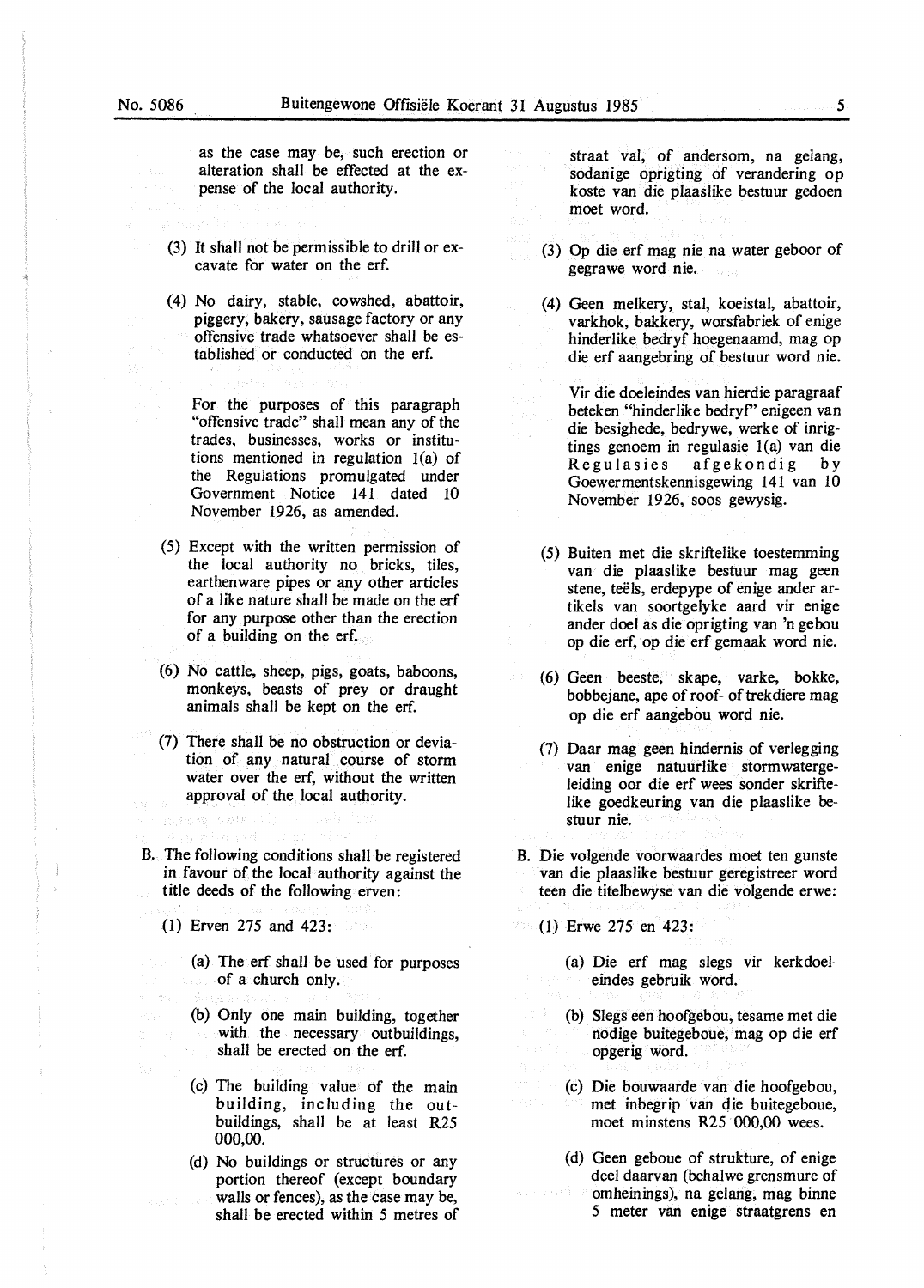as the case may be, such erection or alteration shall be effected at the expense of the local authority.

(3) It shall not be permissible to drill or excavate for water on the erf.

(4) No dairy, stable, cowshed, abattoir, piggery, bakery, sausage factory or any offensive trade whatsoever shall be established or conducted on the erf.

For the purposes of this paragraph "offensive trade" shall mean any of the trades, businesses, works or institutions mentioned in regulation 1(a) of the Regulations promulgated under Government Notice 141 dated 10 November 1926, as amended.

(5) Except with the written permission of the local authority no bricks, tiles, earthenware pipes or any other articles of a like nature shall be made on the erf for any purpose other than the erection of a building on the erf.

(6) No cattle, sheep, pigs, goats, baboons, monkeys, beasts of prey or draught animals shall be kept on the erf.

(7) There shall be no obstruction or deviation of any natural course of storm water over the erf, without the written approval of the local authority.

B. The following conditions shall be registered in favour of the local authority against the title deeds of the following erven:

(1) Erven 275 and 423:

(a) The erf shall be used for purposes of a church only.

(b) Only one main building, together with the necessary outbuildings, shall be erected on the erf.

(c) The building value of the main building, including the outbuildings, shall be at least R25 000,00.

(d) No buildings or structures or any portion thereof (except boundary walls or fences), as the case may be, shall be erected within 5 metres of

straat val, of andersom, na gelang, sodanige oprigting of verandering op koste van die plaaslike bestuur gedoen moet word.

(3) Op die erf mag nie na water geboor of gegrawe word nie.

(4) Geen melkery, stal, koeistal, abattoir, varkhok, bakkery, worsfabriek of enige hinderlike bedryf hoegenaamd, mag op die erf aangebring of bestuur word nie.

Vir die doeleindes van hierdie paragraaf beteken "hinderlike bedryf" enigeen van die besighede, bedrywe, werke of inrigtings genoem in regulasie 1(a) van die Regulasies afgekondig by Goewermentskennisgewing 141 van 10 November 1926, soos gewysig.

(5) Buiten met die skriftelike toestemming van die plaaslike bestuur mag geen stene, teëls, erdepype of enige ander artikels van soortgelyke aard vir enige ander doel as die oprigting van 'n gebou op die erf, op die erf gemaak word nie.

(6) Geen beeste, skape, varke, bokke, bobbejane, ape of roof- of trekdiere mag op die erf aangehou word nie.

(7) Daar mag geen hindernis of verlegging van enige natuurlike stormwatergeleiding oor die erf wees sonder skriftelike goedkeuring van die plaaslike bestuur nie.

B. Die volgende voorwaardes moet ten gunste van die plaaslike bestuur geregistreer word teen die titelbewyse van die volgende erwe:

(1) Erwe 275 en 423:

(a) Die erf mag slegs vir kerkdoeleindes gebruik word.

(b) Slegs een hoofgebou, tesame met die nodige buitegeboue, mag op die erf opgerig word.

(c) Die bouwaarde van die hoofgebou, met inbegrip van die buitegeboue, moet minstens R25 000,00 wees.

(d) Geen geboue of strukture, of enige deel daarvan (behalwe grensmure of omheinings), na gelang, mag binne 5 meter van enige straatgrens en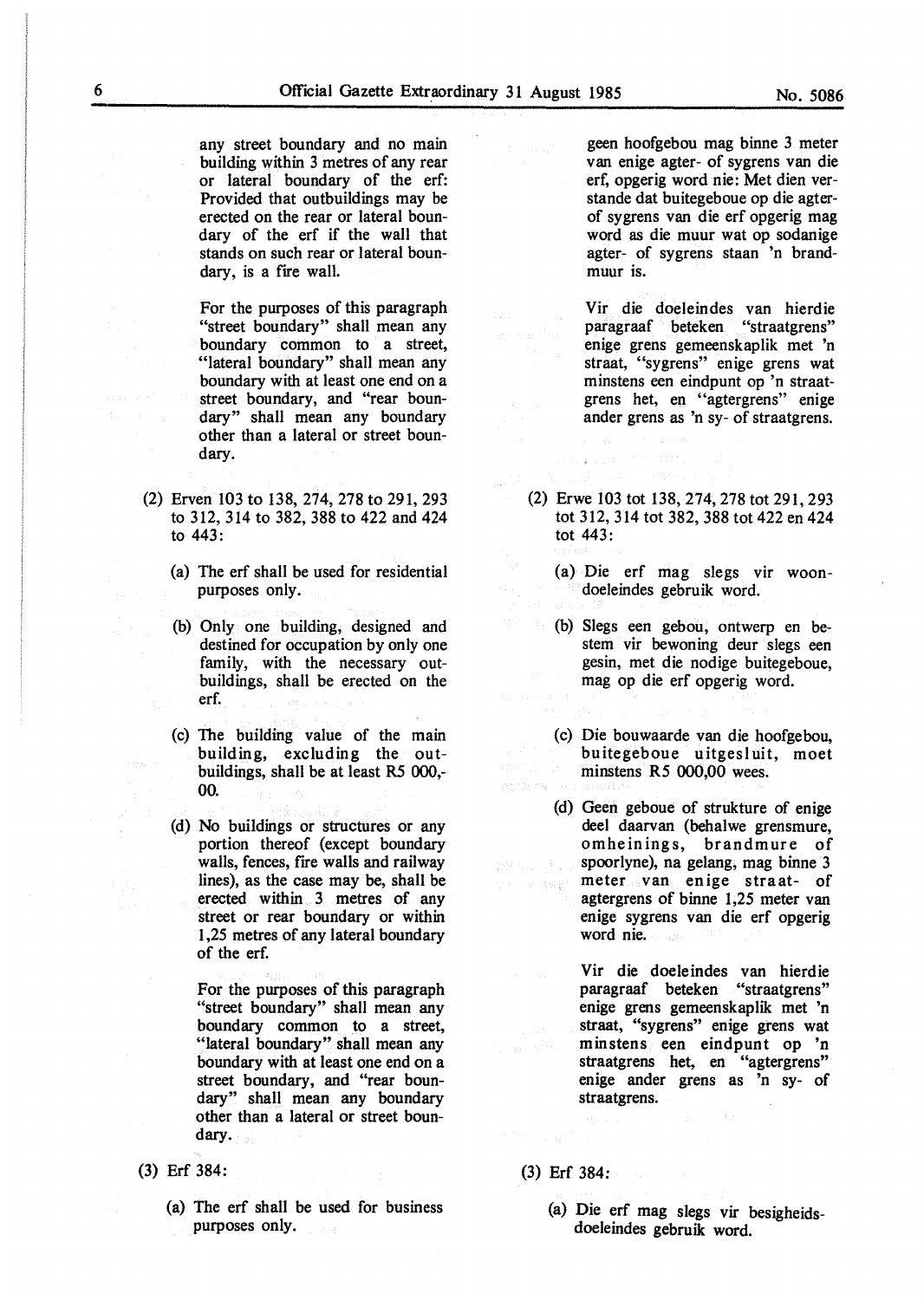any street boundary and no main building within 3 metres of any rear or lateral boundary of the erf: Provided that outbuildings may be erected on the rear or lateral boundary of the erf if the wall that stands on such rear or lateral boundary, is a fire wall.

For the purposes of this paragraph "street boundary" shall mean any boundary common to a street, "lateral boundary" shall mean any boundary with at least one end on a street boundary, and "rear boundary" shall mean any boundary other than a lateral or street boundary.

(2) Erven 103 to 138, 274, 278 to 291, 293 to 312, 314 to 382, 388 to 422 and 424 to 443:

(a) The erf shall be used for residential purposes only.

(b) Only one building, designed and destined for occupation by only one family, with the necessary outbuildings, shall be erected on the erf.

(c) The building value of the main building, excluding the outbuildings, shall be at least R5 000,-00.

(d) No buildings or structures or any portion thereof (except boundary walls, fences, fire walls and railway lines), as the case may be, shall be erected within 3 metres of any street or rear boundary or within 1,25 metres of any lateral boundary of the erf.

For the purposes of this paragraph "street boundary" shall mean any boundary common to a street, "lateral boundary" shall mean any boundary with at least one end on a street boundary, and "rear boundary" shall mean any boundary other than a lateral or street boundary.

(3) Erf 384:

(a) The erf shall be used for business purposes only.

geen hoofgebou mag binne 3 meter van enige agter- of sygrens van die erf, opgerig word nie: Met dien verstande dat buitegeboue op die agter- of sygrens van die erf opgerig mag word as die muur wat op sodanige agter- of sygrens staan 'n brandmuur is.

Vir die doeleindes van hierdie paragraaf beteken "straatgrens" enige grens gemeenskaplik met 'n straat, "sygrens" enige grens wat minstens een eindpunt op 'n straatgrens het, en "agtergrens" enige ander grens as 'n sy- of straatgrens.

(2) Erwe 103 tot 138, 274, 278 tot 291, 293 tot 312, 314 tot 382, 388 tot 422 en 424 tot 443:

(a) Die erf mag slegs vir woondoeleindes gebruik word.

(b) Slegs een gebou, ontwerp en bestem vir bewoning deur slegs een gesin, met die nodige buitegeboue, mag op die erf opgerig word.

(c) Die bouwaarde van die hoofgebou, buitegeboue uitgesluit, moet minstens R5 000,00 wees.

(d) Geen geboue of strukture of enige deel daarvan (behalwe grensmure, omheinings, brandmure of spoorlyne), na gelang, mag binne 3 meter van enige straat- of agtergrens of binne 1,25 meter van enige sygrens van die erf opgerig word nie.

Vir die doeleindes van hierdie paragraaf beteken "straatgrens" enige grens gemeenskaplik met 'n straat, "sygrens" enige grens wat minstens een eindpunt op 'n straatgrens het, en "agtergrens" enige ander grens as 'n sy- of straatgrens.

(3) Erf 384:

(a) Die erf mag slegs vir besigheidsdoeleindes gebruik word.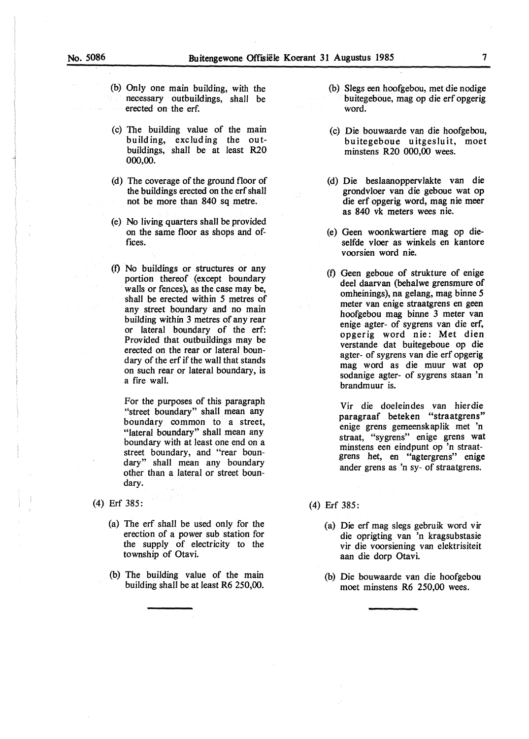(b) Only one main building, with the necessary outbuildings, shall be erected on the erf.

(c) The building value of the main building, excluding the outbuildings, shall be at least R20 000,00.

(d) The coverage of the ground floor of the buildings erected on the erf shall not be more than 840 sq metre.

(e) No living quarters shall be provided on the same floor as shops and offices.

(f) No buildings or structures or any portion thereof (except boundary walls or fences), as the case may be, shall be erected within 5 metres of any street boundary and no main building within 3 metres of any rear or lateral boundary of the erf: Provided that outbuildings may be erected on the rear or lateral boundary of the erf if the wall that stands on such rear or lateral boundary, is a fire wall.

For the purposes of this paragraph "street boundary" shall mean any boundary common to a street, "lateral boundary" shall mean any boundary with at least one end on a street boundary, and "rear boundary" shall mean any boundary other than a lateral or street boundary.

(4) Erf 385:

(a) The erf shall be used only for the erection of a power sub station for the supply of electricity to the township of Otavi.

(b) The building value of the main building shall be at least R6 250,00.

(b) Slegs een hoofgebou, met die nodige buitegeboue, mag op die erf opgerig word.

(c) Die bouwaarde van die hoofgebou, buitegeboue uitgesluit, moet minstens R20 000,00 wees.

(d) Die beslaanoppervlakte van die grondvloer van die geboue wat op die erf opgerig word, mag nie meer as 840 vk meters wees nie.

(e) Geen woonkwartiere mag op dieselfde vloer as winkels en kantore voorsien word nie.

(f) Geen geboue of strukture of enige deel daarvan (behalwe grensmure of omheinings), na gelang, mag binne 5 meter van enige straatgrens en geen hoofgebou mag binne 3 meter van enige agter- of sygrens van die erf, opgerig word nie: Met dien verstande dat buitegeboue op die agter- of sygrens van die erf opgerig mag word as die muur wat op sodanige agter- of sygrens staan 'n brandmuur is.

Vir die doeleindes van hierdie paragraaf beteken "straatgrens" enige grens gemeenskaplik met 'n straat, "sygrens" enige grens wat minstens een eindpunt op 'n straatgrens het, en "agtergrens" enige ander grens as 'n sy- of straatgrens.

(4) Erf 385:

(a) Die erf mag slegs gebruik word vir die oprigting van 'n kragsubstasie vir die voorsiening van elektrisiteit aan die dorp Otavi.

(b) Die bouwaarde van die hoofgebou moet minstens R6 250,00 wees.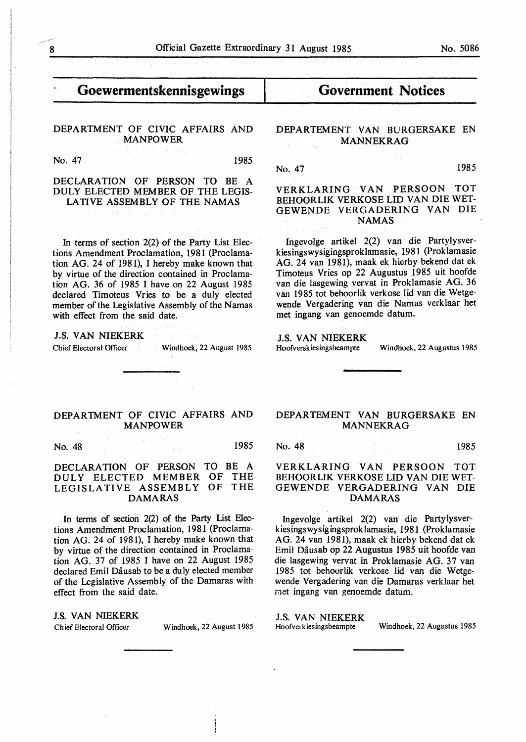# Goewermentskennisgewings

# Government Notices

## DEPARTMENT OF CIVIC AFFAIRS AND MANPOWER

No. 47 1985

### DECLARATION OF PERSON TO BE A DULY ELECTED MEMBER OF THE LEGISLATIVE ASSEMBLY OF THE NAMAS

In terms of section 2(2) of the Party List Elections Amendment Proclamation, 1981 (Proclamation AG. 24 of 1981), I hereby make known that by virtue of the direction contained in Proclamation AG. 36 of 1985 I have on 22 August 1985 declared Timoteus Vries to be a duly elected member of the Legislative Assembly of the Namas with effect from the said date.

**J.S. VAN NIEKERK**
Chief Electoral Officer Windhoek, 22 August 1985

## DEPARTEMENT VAN BURGERSAKE EN MANNEKRAG

No. 47 1985

### VERKLARING VAN PERSOON TOT BEHOORLIK VERKOSE LID VAN DIE WETGEWENDE VERGADERING VAN DIE NAMAS

Ingevolge artikel 2(2) van die Partylysverkiesingswysigingsproklamasie, 1981 (Proklamasie AG. 24 van 1981), maak ek hierby bekend dat ek Timoteus Vries op 22 Augustus 1985 uit hoofde van die lasgewing vervat in Proklamasie AG. 36 van 1985 tot behoorlik verkose lid van die Wetgewende Vergadering van die Namas verklaar het met ingang van genoemde datum.

**J.S. VAN NIEKERK**
Hoofverskiesingsbeampte Windhoek, 22 Augustus 1985

## DEPARTMENT OF CIVIC AFFAIRS AND MANPOWER

No. 48 1985

### DECLARATION OF PERSON TO BE A DULY ELECTED MEMBER OF THE LEGISLATIVE ASSEMBLY OF THE DAMARAS

In terms of section 2(2) of the Party List Elections Amendment Proclamation, 1981 (Proclamation AG. 24 of 1981), I hereby make known that by virtue of the direction contained in Proclamation AG. 37 of 1985 I have on 22 August 1985 declared Emil Dâusab to be a duly elected member of the Legislative Assembly of the Damaras with effect from the said date.

**J.S. VAN NIEKERK**
Chief Electoral Officer Windhoek, 22 August 1985

## DEPARTEMENT VAN BURGERSAKE EN MANNEKRAG

No. 48 1985

### VERKLARING VAN PERSOON TOT BEHOORLIK VERKOSE LID VAN DIE WETGEWENDE VERGADERING VAN DIE DAMARAS

Ingevolge artikel 2(2) van die Partylysverkiesingswysigingsproklamasie, 1981 (Proklamasie AG. 24 van 1981), maak ek hierby bekend dat ek Emil Dâusab op 22 Augustus 1985 uit hoofde van die lasgewing vervat in Proklamasie AG. 37 van 1985 tot behoorlik verkose lid van die Wetgewende Vergadering van die Damaras verklaar het met ingang van genoemde datum.

**J.S. VAN NIEKERK**
Hoofverkiesingsbeampte Windhoek, 22 Augustus 1985